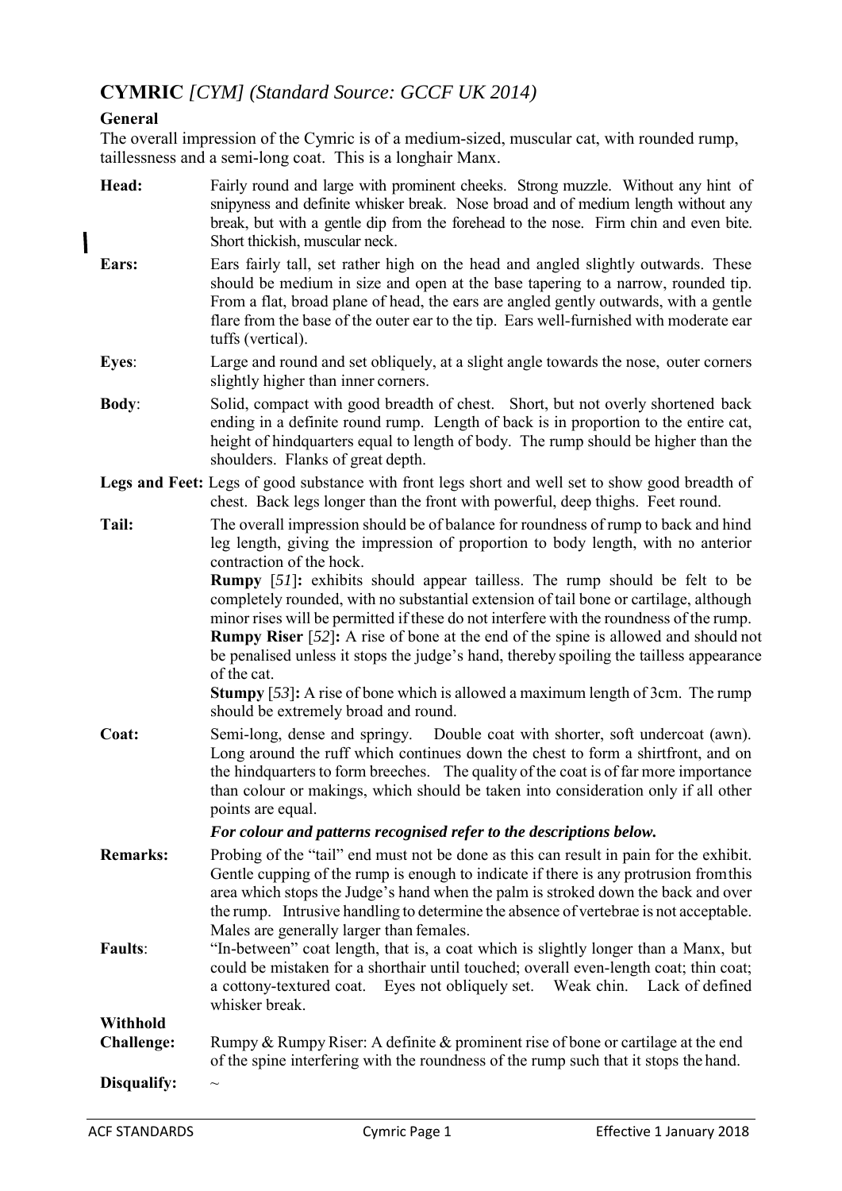## CYMRIC *[CYM] (Standard Source: GCCF UK 2014)*

### General

The overall impression of the Cymric is of a medium-sized, muscular cat, with rounded rump, taillessness and a semi-long coat. This is a longhair Manx.

**Head:** Fairly round and large with prominent cheeks. Strong muzzle. Without any hint of snipyness and definite whisker break. Nose broad and of medium length without any break, but with a gentle dip from the forehead to the nose. Firm chin and even bite. Short thickish, muscular neck.

**Ears:** Ears fairly tall, set rather high on the head and angled slightly outwards. These should be medium in size and open at the base tapering to a narrow, rounded tip. From a flat, broad plane of head, the ears are angled gently outwards, with a gentle flare from the base of the outer ear to the tip. Ears well-furnished with moderate ear tuffs (vertical).

**Eyes**: Large and round and set obliquely, at a slight angle towards the nose, outer corners slightly higher than inner corners.

**Body**: Solid, compact with good breadth of chest. Short, but not overly shortened back ending in a definite round rump. Length of back is in proportion to the entire cat, height of hindquarters equal to length of body. The rump should be higher than the shoulders. Flanks of great depth.

**Legs and Feet:** Legs of good substance with front legs short and well set to show good breadth of chest. Back legs longer than the front with powerful, deep thighs. Feet round.

**Tail:** The overall impression should be of balance for roundness of rump to back and hind leg length, giving the impression of proportion to body length, with no anterior contraction of the hock.

**Rumpy** [*51*]**:** exhibits should appear tailless. The rump should be felt to be completely rounded, with no substantial extension of tail bone or cartilage, although minor rises will be permitted if these do not interfere with the roundness of the rump.

**Rumpy Riser** [*52*]**:** A rise of bone at the end of the spine is allowed and should not be penalised unless it stops the judge's hand, thereby spoiling the tailless appearance of the cat.

**Stumpy** [*53*]**:** A rise of bone which is allowed a maximum length of 3cm. The rump should be extremely broad and round.

**Coat:** Semi-long, dense and springy. Double coat with shorter, soft undercoat (awn). Long around the ruff which continues down the chest to form a shirtfront, and on the hindquarters to form breeches. The quality of the coat is of far more importance than colour or makings, which should be taken into consideration only if all other points are equal.

***For colour and patterns recognised refer to the descriptions below.***

**Remarks:** Probing of the "tail" end must not be done as this can result in pain for the exhibit. Gentle cupping of the rump is enough to indicate if there is any protrusion from this area which stops the Judge's hand when the palm is stroked down the back and over the rump. Intrusive handling to determine the absence of vertebrae is not acceptable. Males are generally larger than females.

**Faults**: "In-between" coat length, that is, a coat which is slightly longer than a Manx, but could be mistaken for a shorthair until touched; overall even-length coat; thin coat; a cottony-textured coat. Eyes not obliquely set. Weak chin. Lack of defined whisker break.

**Withhold Challenge:** Rumpy & Rumpy Riser: A definite & prominent rise of bone or cartilage at the end of the spine interfering with the roundness of the rump such that it stops the hand.

**Disqualify:** ~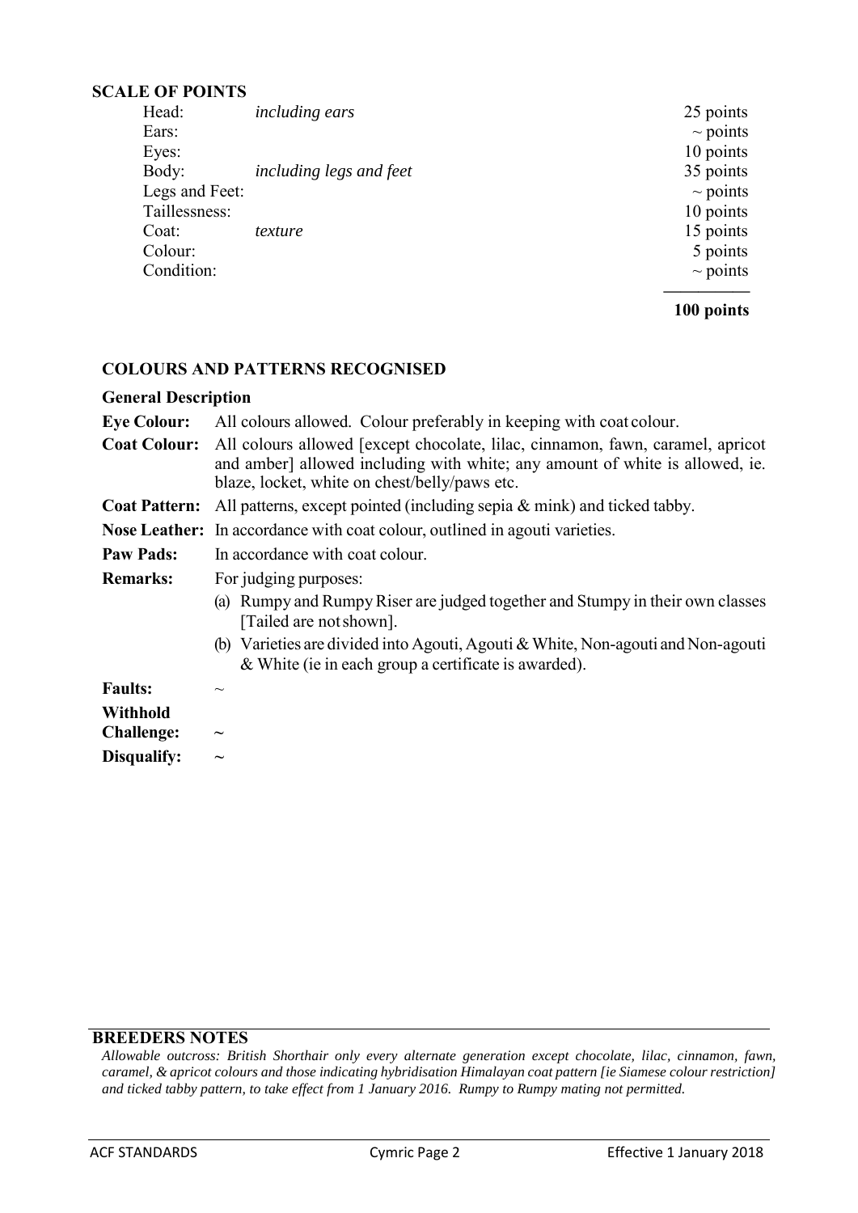## SCALE OF POINTS

| | | |
|---|---|---|
| Head: | *including ears* | 25 points |
| Ears: | | ~ points |
| Eyes: | | 10 points |
| Body: | *including legs and feet* | 35 points |
| Legs and Feet: | | ~ points |
| Taillessness: | | 10 points |
| Coat: | *texture* | 15 points |
| Colour: | | 5 points |
| Condition: | | ~ points |
| | | **100 points** |

## COLOURS AND PATTERNS RECOGNISED

### General Description

**Eye Colour:** All colours allowed. Colour preferably in keeping with coat colour.

**Coat Colour:** All colours allowed [except chocolate, lilac, cinnamon, fawn, caramel, apricot and amber] allowed including with white; any amount of white is allowed, ie. blaze, locket, white on chest/belly/paws etc.

**Coat Pattern:** All patterns, except pointed (including sepia & mink) and ticked tabby.

**Nose Leather:** In accordance with coat colour, outlined in agouti varieties.

**Paw Pads:** In accordance with coat colour.

**Remarks:** For judging purposes:

(a) Rumpy and Rumpy Riser are judged together and Stumpy in their own classes [Tailed are not shown].

(b) Varieties are divided into Agouti, Agouti & White, Non-agouti and Non-agouti & White (ie in each group a certificate is awarded).

**Faults:** ~

**Withhold Challenge:** ~

**Disqualify:** ~

## BREEDERS NOTES

*Allowable outcross: British Shorthair only every alternate generation except chocolate, lilac, cinnamon, fawn, caramel, & apricot colours and those indicating hybridisation Himalayan coat pattern [ie Siamese colour restriction] and ticked tabby pattern, to take effect from 1 January 2016. Rumpy to Rumpy mating not permitted.*